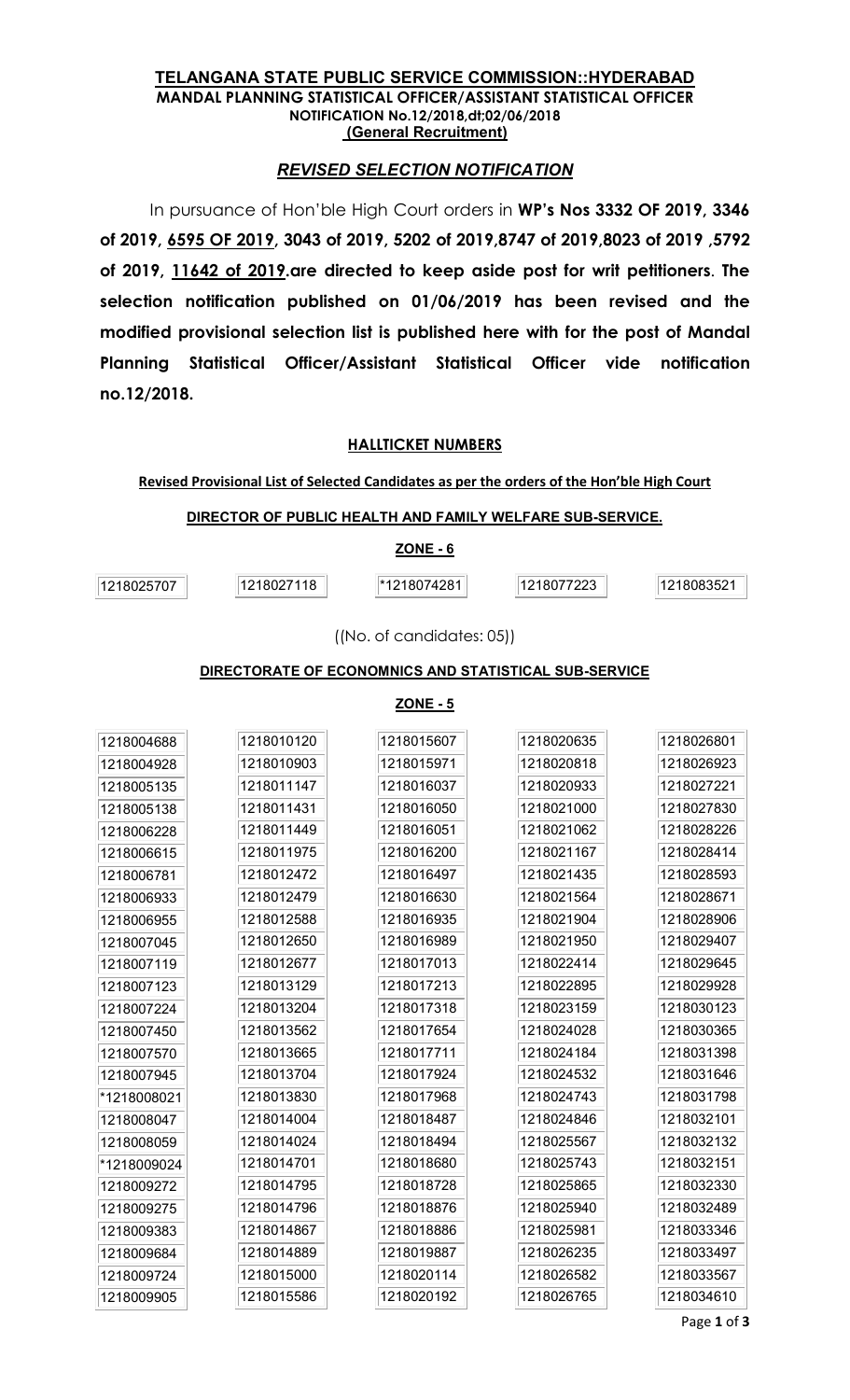# TELANGANA STATE PUBLIC SERVICE COMMISSION::HYDERABAD

**MANDAL PLANNING STATISTICAL OFFICER/ASSISTANT STATISTICAL OFFICER**
**NOTIFICATION No.12/2018,dt;02/06/2018**
**(General Recruitment)**

## *REVISED SELECTION NOTIFICATION*

In pursuance of Hon'ble High Court orders in **WP's Nos 3332 OF 2019, 3346 of 2019, 6595 OF 2019, 3043 of 2019, 5202 of 2019,8747 of 2019,8023 of 2019 ,5792 of 2019, 11642 of 2019.are directed to keep aside post for writ petitioners**. **The selection notification published on 01/06/2019 has been revised and the modified provisional selection list is published here with for the post of Mandal Planning Statistical Officer/Assistant Statistical Officer vide notification no.12/2018.**

**HALLTICKET NUMBERS**

**Revised Provisional List of Selected Candidates as per the orders of the Hon'ble High Court**

**DIRECTOR OF PUBLIC HEALTH AND FAMILY WELFARE SUB-SERVICE.**

**ZONE - 6**

| | | | | |
|---|---|---|---|---|
| 1218025707 | 1218027118 | *1218074281 | 1218077223 | 1218083521 |

((No. of candidates: 05))

**DIRECTORATE OF ECONOMNICS AND STATISTICAL SUB-SERVICE**

**ZONE - 5**

| | | | | |
|---|---|---|---|---|
| 1218004688 | 1218010120 | 1218015607 | 1218020635 | 1218026801 |
| 1218004928 | 1218010903 | 1218015971 | 1218020818 | 1218026923 |
| 1218005135 | 1218011147 | 1218016037 | 1218020933 | 1218027221 |
| 1218005138 | 1218011431 | 1218016050 | 1218021000 | 1218027830 |
| 1218006228 | 1218011449 | 1218016051 | 1218021062 | 1218028226 |
| 1218006615 | 1218011975 | 1218016200 | 1218021167 | 1218028414 |
| 1218006781 | 1218012472 | 1218016497 | 1218021435 | 1218028593 |
| 1218006933 | 1218012479 | 1218016630 | 1218021564 | 1218028671 |
| 1218006955 | 1218012588 | 1218016935 | 1218021904 | 1218028906 |
| 1218007045 | 1218012650 | 1218016989 | 1218021950 | 1218029407 |
| 1218007119 | 1218012677 | 1218017013 | 1218022414 | 1218029645 |
| 1218007123 | 1218013129 | 1218017213 | 1218022895 | 1218029928 |
| 1218007224 | 1218013204 | 1218017318 | 1218023159 | 1218030123 |
| 1218007450 | 1218013562 | 1218017654 | 1218024028 | 1218030365 |
| 1218007570 | 1218013665 | 1218017711 | 1218024184 | 1218031398 |
| 1218007945 | 1218013704 | 1218017924 | 1218024532 | 1218031646 |
| *1218008021 | 1218013830 | 1218017968 | 1218024743 | 1218031798 |
| 1218008047 | 1218014004 | 1218018487 | 1218024846 | 1218032101 |
| 1218008059 | 1218014024 | 1218018494 | 1218025567 | 1218032132 |
| *1218009024 | 1218014701 | 1218018680 | 1218025743 | 1218032151 |
| 1218009272 | 1218014795 | 1218018728 | 1218025865 | 1218032330 |
| 1218009275 | 1218014796 | 1218018876 | 1218025940 | 1218032489 |
| 1218009383 | 1218014867 | 1218018886 | 1218025981 | 1218033346 |
| 1218009684 | 1218014889 | 1218019887 | 1218026235 | 1218033497 |
| 1218009724 | 1218015000 | 1218020114 | 1218026582 | 1218033567 |
| 1218009905 | 1218015586 | 1218020192 | 1218026765 | 1218034610 |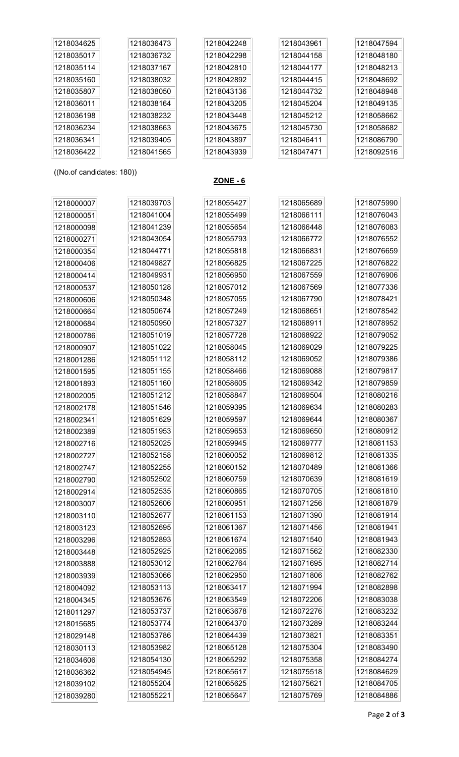| | | | | |
|---|---|---|---|---|
| 1218034625 | 1218036473 | 1218042248 | 1218043961 | 1218047594 |
| 1218035017 | 1218036732 | 1218042298 | 1218044158 | 1218048180 |
| 1218035114 | 1218037167 | 1218042810 | 1218044177 | 1218048213 |
| 1218035160 | 1218038032 | 1218042892 | 1218044415 | 1218048692 |
| 1218035807 | 1218038050 | 1218043136 | 1218044732 | 1218048948 |
| 1218036011 | 1218038164 | 1218043205 | 1218045204 | 1218049135 |
| 1218036198 | 1218038232 | 1218043448 | 1218045212 | 1218058662 |
| 1218036234 | 1218038663 | 1218043675 | 1218045730 | 1218058682 |
| 1218036341 | 1218039405 | 1218043897 | 1218046411 | 1218086790 |
| 1218036422 | 1218041565 | 1218043939 | 1218047471 | 1218092516 |

((No.of candidates: 180))

## **ZONE - 6**

| | | | | |
|---|---|---|---|---|
| 1218000007 | 1218039703 | 1218055427 | 1218065689 | 1218075990 |
| 1218000051 | 1218041004 | 1218055499 | 1218066111 | 1218076043 |
| 1218000098 | 1218041239 | 1218055654 | 1218066448 | 1218076083 |
| 1218000271 | 1218043054 | 1218055793 | 1218066772 | 1218076552 |
| 1218000354 | 1218044771 | 1218055818 | 1218066831 | 1218076659 |
| 1218000406 | 1218049827 | 1218056825 | 1218067225 | 1218076822 |
| 1218000414 | 1218049931 | 1218056950 | 1218067559 | 1218076906 |
| 1218000537 | 1218050128 | 1218057012 | 1218067569 | 1218077336 |
| 1218000606 | 1218050348 | 1218057055 | 1218067790 | 1218078421 |
| 1218000664 | 1218050674 | 1218057249 | 1218068651 | 1218078542 |
| 1218000684 | 1218050950 | 1218057327 | 1218068911 | 1218078952 |
| 1218000786 | 1218051019 | 1218057728 | 1218068922 | 1218079052 |
| 1218000907 | 1218051022 | 1218058045 | 1218069029 | 1218079225 |
| 1218001286 | 1218051112 | 1218058112 | 1218069052 | 1218079386 |
| 1218001595 | 1218051155 | 1218058466 | 1218069088 | 1218079817 |
| 1218001893 | 1218051160 | 1218058605 | 1218069342 | 1218079859 |
| 1218002005 | 1218051212 | 1218058847 | 1218069504 | 1218080216 |
| 1218002178 | 1218051546 | 1218059395 | 1218069634 | 1218080283 |
| 1218002341 | 1218051629 | 1218059597 | 1218069644 | 1218080367 |
| 1218002389 | 1218051953 | 1218059653 | 1218069650 | 1218080912 |
| 1218002716 | 1218052025 | 1218059945 | 1218069777 | 1218081153 |
| 1218002727 | 1218052158 | 1218060052 | 1218069812 | 1218081335 |
| 1218002747 | 1218052255 | 1218060152 | 1218070489 | 1218081366 |
| 1218002790 | 1218052502 | 1218060759 | 1218070639 | 1218081619 |
| 1218002914 | 1218052535 | 1218060865 | 1218070705 | 1218081810 |
| 1218003007 | 1218052606 | 1218060951 | 1218071256 | 1218081879 |
| 1218003110 | 1218052677 | 1218061153 | 1218071390 | 1218081914 |
| 1218003123 | 1218052695 | 1218061367 | 1218071456 | 1218081941 |
| 1218003296 | 1218052893 | 1218061674 | 1218071540 | 1218081943 |
| 1218003448 | 1218052925 | 1218062085 | 1218071562 | 1218082330 |
| 1218003888 | 1218053012 | 1218062764 | 1218071695 | 1218082714 |
| 1218003939 | 1218053066 | 1218062950 | 1218071806 | 1218082762 |
| 1218004092 | 1218053113 | 1218063417 | 1218071994 | 1218082898 |
| 1218004345 | 1218053676 | 1218063549 | 1218072206 | 1218083038 |
| 1218011297 | 1218053737 | 1218063678 | 1218072276 | 1218083232 |
| 1218015685 | 1218053774 | 1218064370 | 1218073289 | 1218083244 |
| 1218029148 | 1218053786 | 1218064439 | 1218073821 | 1218083351 |
| 1218030113 | 1218053982 | 1218065128 | 1218075304 | 1218083490 |
| 1218034606 | 1218054130 | 1218065292 | 1218075358 | 1218084274 |
| 1218036362 | 1218054945 | 1218065617 | 1218075518 | 1218084629 |
| 1218039102 | 1218055204 | 1218065625 | 1218075621 | 1218084705 |
| 1218039280 | 1218055221 | 1218065647 | 1218075769 | 1218084886 |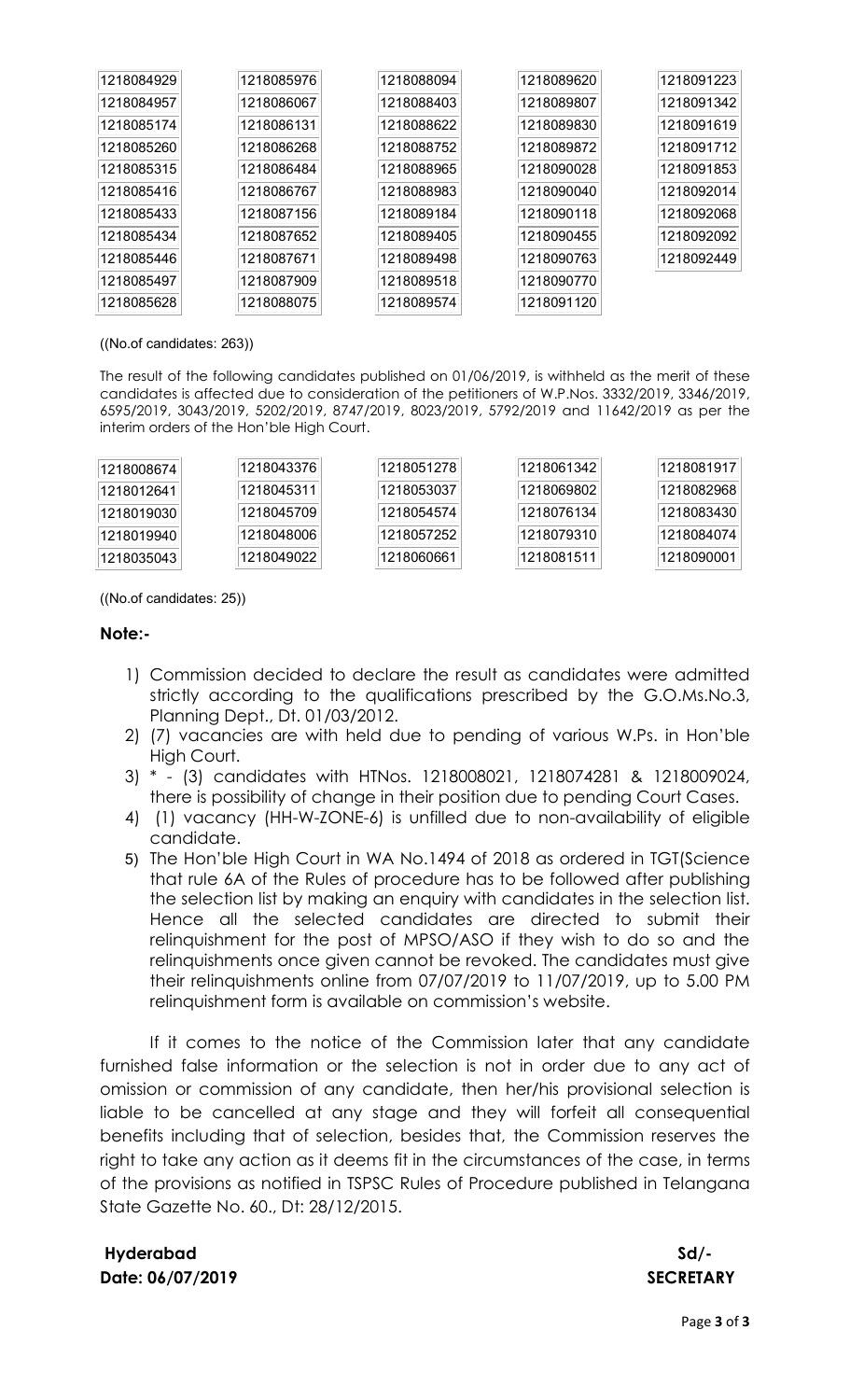| | | | | |
|---|---|---|---|---|
| 1218084929 | 1218085976 | 1218088094 | 1218089620 | 1218091223 |
| 1218084957 | 1218086067 | 1218088403 | 1218089807 | 1218091342 |
| 1218085174 | 1218086131 | 1218088622 | 1218089830 | 1218091619 |
| 1218085260 | 1218086268 | 1218088752 | 1218089872 | 1218091712 |
| 1218085315 | 1218086484 | 1218088965 | 1218090028 | 1218091853 |
| 1218085416 | 1218086767 | 1218088983 | 1218090040 | 1218092014 |
| 1218085433 | 1218087156 | 1218089184 | 1218090118 | 1218092068 |
| 1218085434 | 1218087652 | 1218089405 | 1218090455 | 1218092092 |
| 1218085446 | 1218087671 | 1218089498 | 1218090763 | 1218092449 |
| 1218085497 | 1218087909 | 1218089518 | 1218090770 | |
| 1218085628 | 1218088075 | 1218089574 | 1218091120 | |

((No.of candidates: 263))

The result of the following candidates published on 01/06/2019, is withheld as the merit of these candidates is affected due to consideration of the petitioners of W.P.Nos. 3332/2019, 3346/2019, 6595/2019, 3043/2019, 5202/2019, 8747/2019, 8023/2019, 5792/2019 and 11642/2019 as per the interim orders of the Hon'ble High Court.

| | | | | |
|---|---|---|---|---|
| 1218008674 | 1218043376 | 1218051278 | 1218061342 | 1218081917 |
| 1218012641 | 1218045311 | 1218053037 | 1218069802 | 1218082968 |
| 1218019030 | 1218045709 | 1218054574 | 1218076134 | 1218083430 |
| 1218019940 | 1218048006 | 1218057252 | 1218079310 | 1218084074 |
| 1218035043 | 1218049022 | 1218060661 | 1218081511 | 1218090001 |

((No.of candidates: 25))

**Note:-**

1) Commission decided to declare the result as candidates were admitted strictly according to the qualifications prescribed by the G.O.Ms.No.3, Planning Dept., Dt. 01/03/2012.
2) (7) vacancies are with held due to pending of various W.Ps. in Hon'ble High Court.
3) * - (3) candidates with HTNos. 1218008021, 1218074281 & 1218009024, there is possibility of change in their position due to pending Court Cases.
4) (1) vacancy (HH-W-ZONE-6) is unfilled due to non-availability of eligible candidate.
5) The Hon'ble High Court in WA No.1494 of 2018 as ordered in TGT(Science that rule 6A of the Rules of procedure has to be followed after publishing the selection list by making an enquiry with candidates in the selection list. Hence all the selected candidates are directed to submit their relinquishment for the post of MPSO/ASO if they wish to do so and the relinquishments once given cannot be revoked. The candidates must give their relinquishments online from 07/07/2019 to 11/07/2019, up to 5.00 PM relinquishment form is available on commission's website.

If it comes to the notice of the Commission later that any candidate furnished false information or the selection is not in order due to any act of omission or commission of any candidate, then her/his provisional selection is liable to be cancelled at any stage and they will forfeit all consequential benefits including that of selection, besides that, the Commission reserves the right to take any action as it deems fit in the circumstances of the case, in terms of the provisions as notified in TSPSC Rules of Procedure published in Telangana State Gazette No. 60., Dt: 28/12/2015.

**Hyderabad** **Sd/-**
**Date: 06/07/2019** **SECRETARY**